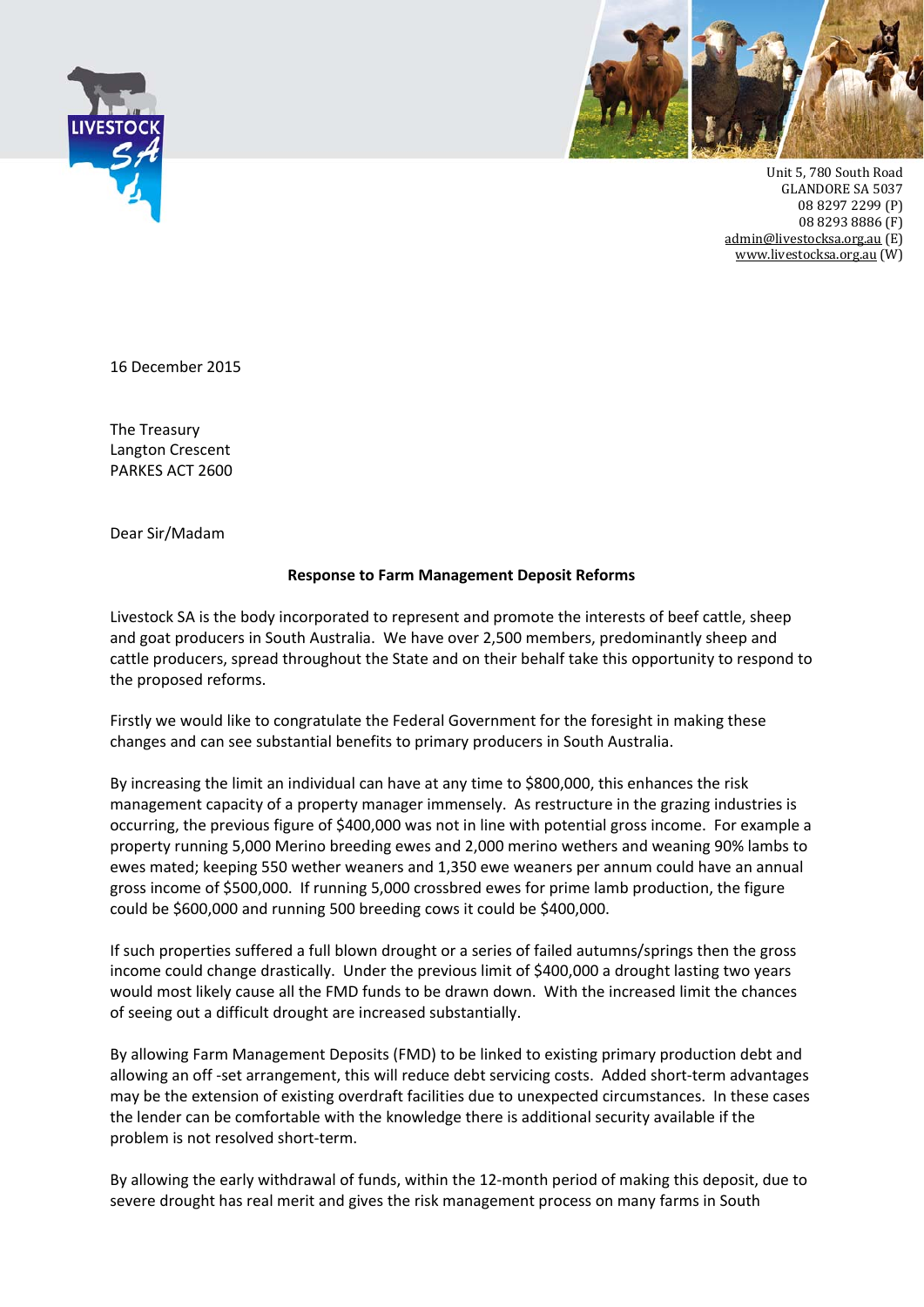Unit 5, 780 South Road
GLANDORE SA 5037
08 8297 2299 (P)
08 8293 8886 (F)
admin@livestocksa.org.au (E)
www.livestocksa.org.au (W)

16 December 2015

The Treasury
Langton Crescent
PARKES ACT 2600

Dear Sir/Madam

**Response to Farm Management Deposit Reforms**

Livestock SA is the body incorporated to represent and promote the interests of beef cattle, sheep and goat producers in South Australia. We have over 2,500 members, predominantly sheep and cattle producers, spread throughout the State and on their behalf take this opportunity to respond to the proposed reforms.

Firstly we would like to congratulate the Federal Government for the foresight in making these changes and can see substantial benefits to primary producers in South Australia.

By increasing the limit an individual can have at any time to $800,000, this enhances the risk management capacity of a property manager immensely. As restructure in the grazing industries is occurring, the previous figure of $400,000 was not in line with potential gross income. For example a property running 5,000 Merino breeding ewes and 2,000 merino wethers and weaning 90% lambs to ewes mated; keeping 550 wether weaners and 1,350 ewe weaners per annum could have an annual gross income of $500,000. If running 5,000 crossbred ewes for prime lamb production, the figure could be $600,000 and running 500 breeding cows it could be $400,000.

If such properties suffered a full blown drought or a series of failed autumns/springs then the gross income could change drastically. Under the previous limit of $400,000 a drought lasting two years would most likely cause all the FMD funds to be drawn down. With the increased limit the chances of seeing out a difficult drought are increased substantially.

By allowing Farm Management Deposits (FMD) to be linked to existing primary production debt and allowing an off -set arrangement, this will reduce debt servicing costs. Added short-term advantages may be the extension of existing overdraft facilities due to unexpected circumstances. In these cases the lender can be comfortable with the knowledge there is additional security available if the problem is not resolved short-term.

By allowing the early withdrawal of funds, within the 12-month period of making this deposit, due to severe drought has real merit and gives the risk management process on many farms in South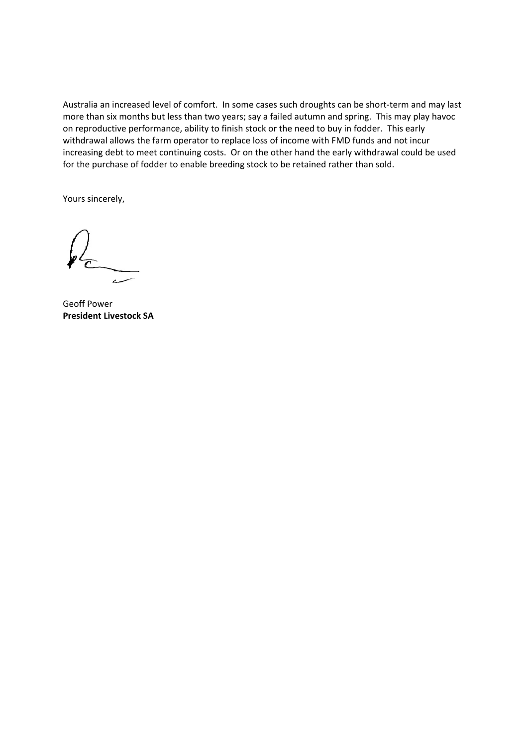Australia an increased level of comfort. In some cases such droughts can be short-term and may last more than six months but less than two years; say a failed autumn and spring. This may play havoc on reproductive performance, ability to finish stock or the need to buy in fodder. This early withdrawal allows the farm operator to replace loss of income with FMD funds and not incur increasing debt to meet continuing costs. Or on the other hand the early withdrawal could be used for the purchase of fodder to enable breeding stock to be retained rather than sold.

Yours sincerely,

Geoff Power
**President Livestock SA**